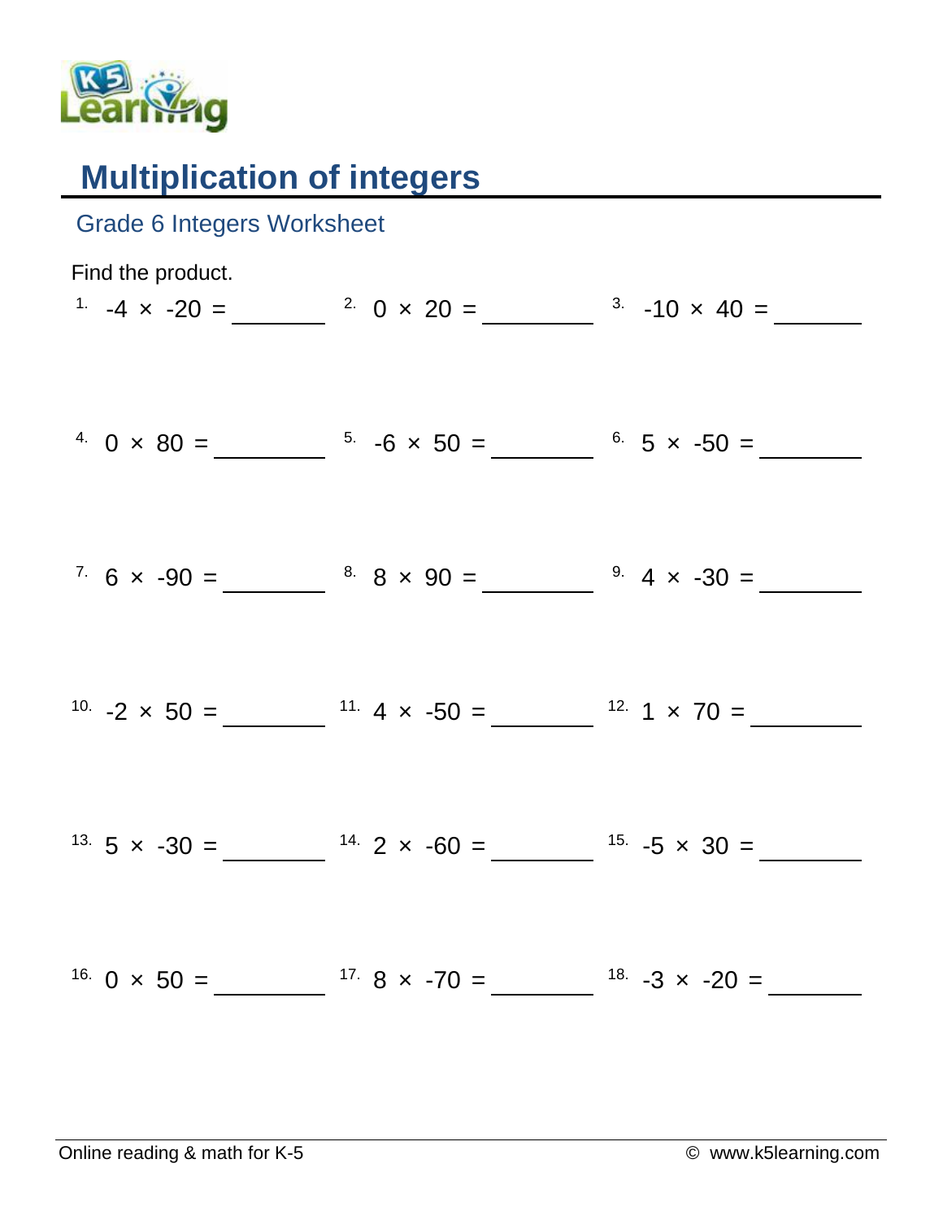# Multiplication of integers

## Grade 6 Integers Worksheet

Find the product.

1. $-4 \times -20 =$ ______
2. $0 \times 20 =$ ______
3. $-10 \times 40 =$ ______
4. $0 \times 80 =$ ______
5. $-6 \times 50 =$ ______
6. $5 \times -50 =$ ______
7. $6 \times -90 =$ ______
8. $8 \times 90 =$ ______
9. $4 \times -30 =$ ______
10. $-2 \times 50 =$ ______
11. $4 \times -50 =$ ______
12. $1 \times 70 =$ ______
13. $5 \times -30 =$ ______
14. $2 \times -60 =$ ______
15. $-5 \times 30 =$ ______
16. $0 \times 50 =$ ______
17. $8 \times -70 =$ ______
18. $-3 \times -20 =$ ______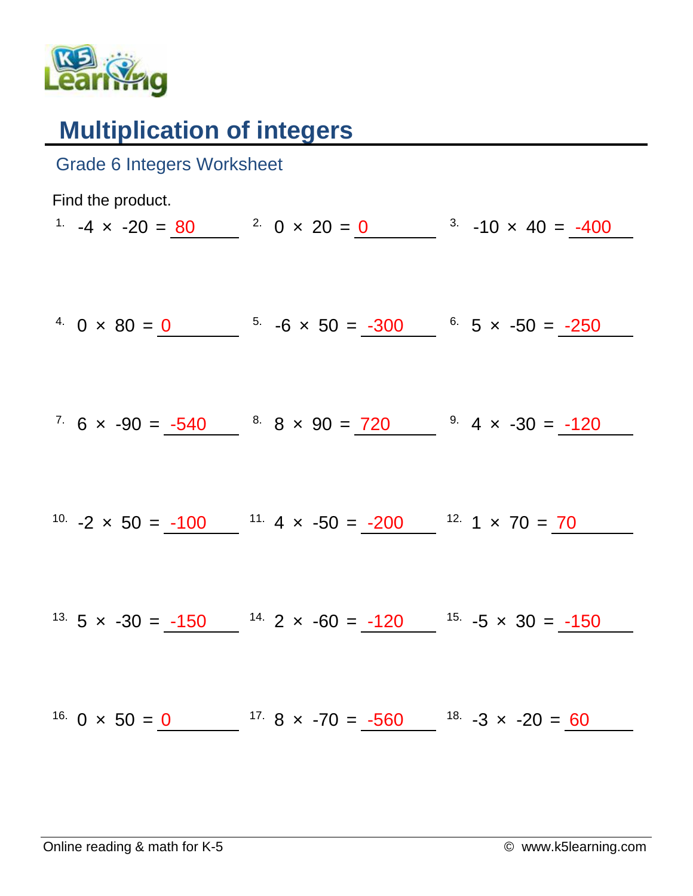# Multiplication of integers

## Grade 6 Integers Worksheet

Find the product.

1. $-4 \times -20 = 80$
2. $0 \times 20 = 0$
3. $-10 \times 40 = -400$
4. $0 \times 80 = 0$
5. $-6 \times 50 = -300$
6. $5 \times -50 = -250$
7. $6 \times -90 = -540$
8. $8 \times 90 = 720$
9. $4 \times -30 = -120$
10. $-2 \times 50 = -100$
11. $4 \times -50 = -200$
12. $1 \times 70 = 70$
13. $5 \times -30 = -150$
14. $2 \times -60 = -120$
15. $-5 \times 30 = -150$
16. $0 \times 50 = 0$
17. $8 \times -70 = -560$
18. $-3 \times -20 = 60$